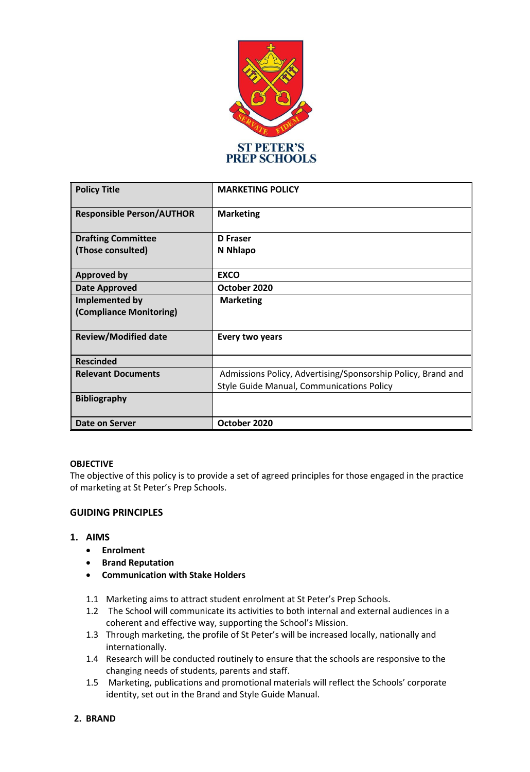ST PETER'S
PREP SCHOOLS

| Policy Title | MARKETING POLICY |
|---|---|
| Responsible Person/AUTHOR | Marketing |
| Drafting Committee (Those consulted) | D Fraser<br>N Nhlapo |
| Approved by | EXCO |
| Date Approved | October 2020 |
| Implemented by (Compliance Monitoring) | Marketing |
| Review/Modified date | Every two years |
| Rescinded | |
| Relevant Documents | Admissions Policy, Advertising/Sponsorship Policy, Brand and Style Guide Manual, Communications Policy |
| Bibliography | |
| Date on Server | October 2020 |

**OBJECTIVE**

The objective of this policy is to provide a set of agreed principles for those engaged in the practice of marketing at St Peter's Prep Schools.

## GUIDING PRINCIPLES

### 1. AIMS

- **Enrolment**
- **Brand Reputation**
- **Communication with Stake Holders**

1.1 Marketing aims to attract student enrolment at St Peter's Prep Schools.

1.2 The School will communicate its activities to both internal and external audiences in a coherent and effective way, supporting the School's Mission.

1.3 Through marketing, the profile of St Peter's will be increased locally, nationally and internationally.

1.4 Research will be conducted routinely to ensure that the schools are responsive to the changing needs of students, parents and staff.

1.5 Marketing, publications and promotional materials will reflect the Schools' corporate identity, set out in the Brand and Style Guide Manual.

### 2. BRAND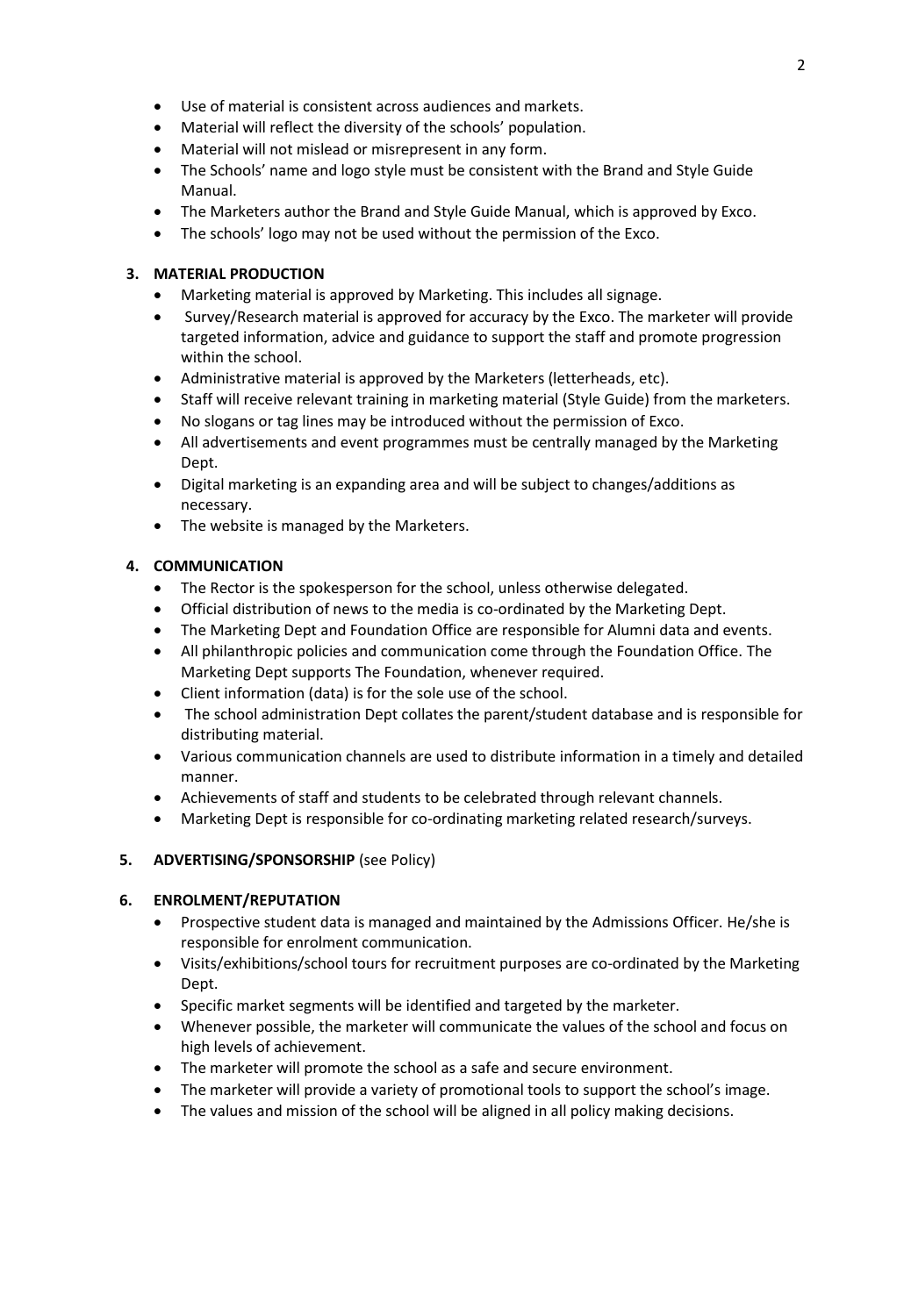- Use of material is consistent across audiences and markets.
- Material will reflect the diversity of the schools' population.
- Material will not mislead or misrepresent in any form.
- The Schools' name and logo style must be consistent with the Brand and Style Guide Manual.
- The Marketers author the Brand and Style Guide Manual, which is approved by Exco.
- The schools' logo may not be used without the permission of the Exco.

**3. MATERIAL PRODUCTION**

- Marketing material is approved by Marketing. This includes all signage.
- Survey/Research material is approved for accuracy by the Exco. The marketer will provide targeted information, advice and guidance to support the staff and promote progression within the school.
- Administrative material is approved by the Marketers (letterheads, etc).
- Staff will receive relevant training in marketing material (Style Guide) from the marketers.
- No slogans or tag lines may be introduced without the permission of Exco.
- All advertisements and event programmes must be centrally managed by the Marketing Dept.
- Digital marketing is an expanding area and will be subject to changes/additions as necessary.
- The website is managed by the Marketers.

**4. COMMUNICATION**

- The Rector is the spokesperson for the school, unless otherwise delegated.
- Official distribution of news to the media is co-ordinated by the Marketing Dept.
- The Marketing Dept and Foundation Office are responsible for Alumni data and events.
- All philanthropic policies and communication come through the Foundation Office. The Marketing Dept supports The Foundation, whenever required.
- Client information (data) is for the sole use of the school.
- The school administration Dept collates the parent/student database and is responsible for distributing material.
- Various communication channels are used to distribute information in a timely and detailed manner.
- Achievements of staff and students to be celebrated through relevant channels.
- Marketing Dept is responsible for co-ordinating marketing related research/surveys.

**5. ADVERTISING/SPONSORSHIP** (see Policy)

**6. ENROLMENT/REPUTATION**

- Prospective student data is managed and maintained by the Admissions Officer. He/she is responsible for enrolment communication.
- Visits/exhibitions/school tours for recruitment purposes are co-ordinated by the Marketing Dept.
- Specific market segments will be identified and targeted by the marketer.
- Whenever possible, the marketer will communicate the values of the school and focus on high levels of achievement.
- The marketer will promote the school as a safe and secure environment.
- The marketer will provide a variety of promotional tools to support the school's image.
- The values and mission of the school will be aligned in all policy making decisions.